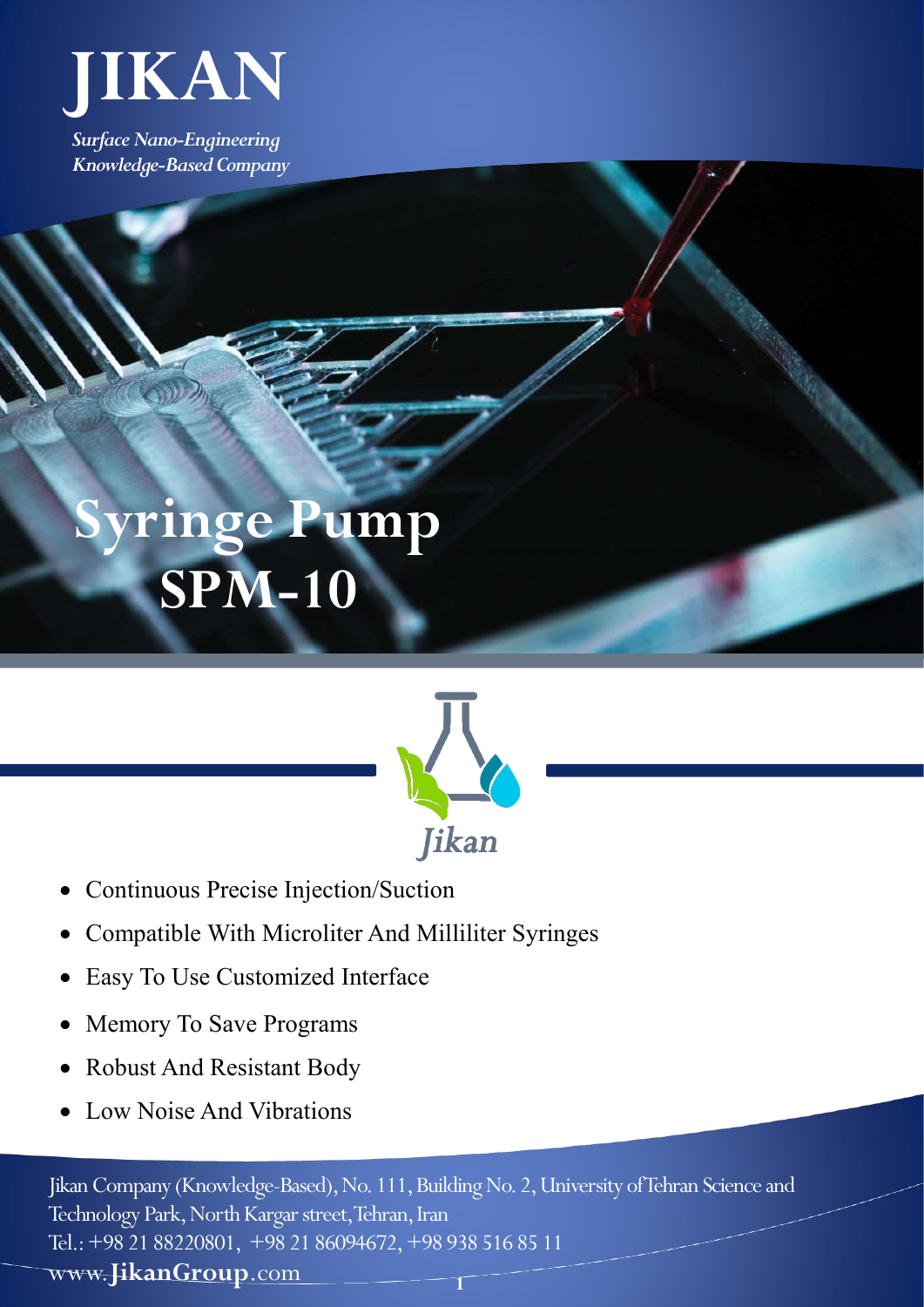# JIKAN

*Surface Nano-Engineering*
*Knowledge-Based Company*

# Syringe Pump SPM-10

*Jikan*

- Continuous Precise Injection/Suction
- Compatible With Microliter And Milliliter Syringes
- Easy To Use Customized Interface
- Memory To Save Programs
- Robust And Resistant Body
- Low Noise And Vibrations

Jikan Company (Knowledge-Based), No. 111, Building No. 2, University of Tehran Science and Technology Park, North Kargar street, Tehran, Iran
Tel.: +98 21 88220801, +98 21 86094672, +98 938 516 85 11
www.**JikanGroup**.com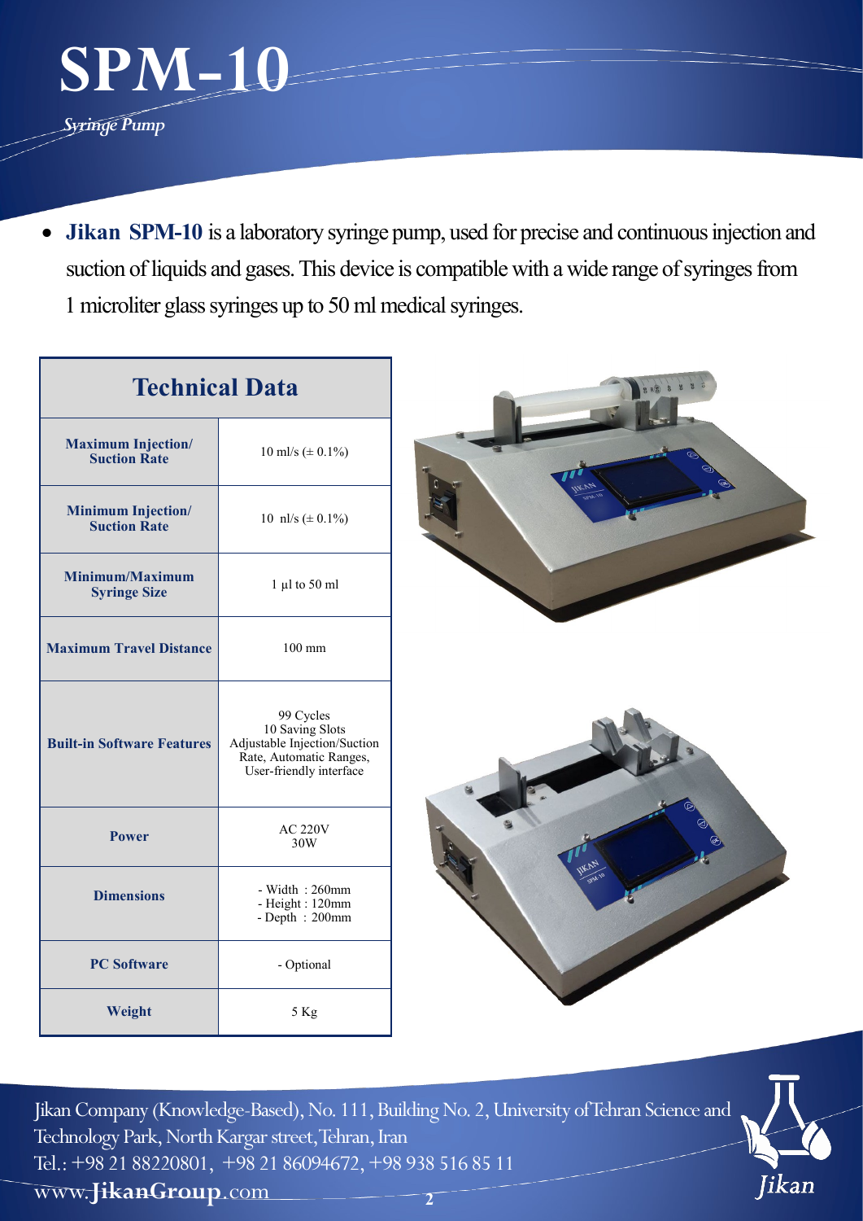# SPM-10

*Syringe Pump*

- **Jikan SPM-10** is a laboratory syringe pump, used for precise and continuous injection and suction of liquids and gases. This device is compatible with a wide range of syringes from 1 microliter glass syringes up to 50 ml medical syringes.

| Technical Data | |
|---|---|
| **Maximum Injection/ Suction Rate** | 10 ml/s (± 0.1%) |
| **Minimum Injection/ Suction Rate** | 10 nl/s (± 0.1%) |
| **Minimum/Maximum Syringe Size** | 1 µl to 50 ml |
| **Maximum Travel Distance** | 100 mm |
| **Built-in Software Features** | 99 Cycles<br>10 Saving Slots<br>Adjustable Injection/Suction Rate, Automatic Ranges, User-friendly interface |
| **Power** | AC 220V<br>30W |
| **Dimensions** | - Width : 260mm<br>- Height : 120mm<br>- Depth : 200mm |
| **PC Software** | - Optional |
| **Weight** | 5 Kg |

Jikan Company (Knowledge-Based), No. 111, Building No. 2, University of Tehran Science and Technology Park, North Kargar street, Tehran, Iran

Tel.: +98 21 88220801, +98 21 86094672, +98 938 516 85 11

www.JikanGroup.com

Jikan